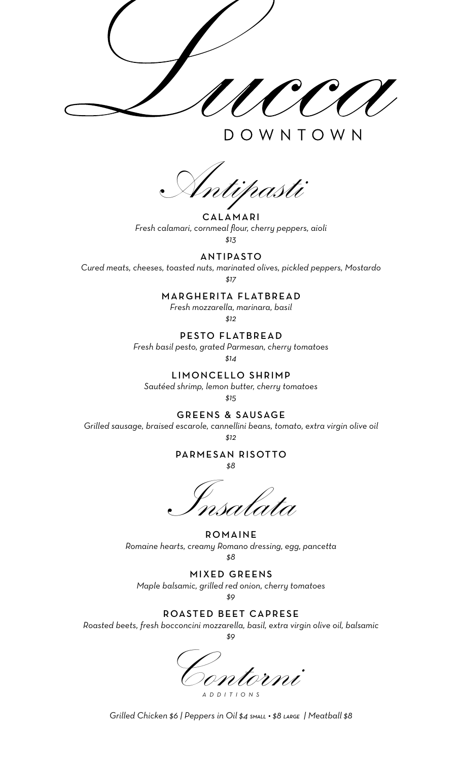# Lucca

DOWNTOWN

## Antipasti

### CALAMARI
*Fresh calamari, cornmeal flour, cherry peppers, aioli*
*$13*

### ANTIPASTO
*Cured meats, cheeses, toasted nuts, marinated olives, pickled peppers, Mostardo*
*$17*

### MARGHERITA FLATBREAD
*Fresh mozzarella, marinara, basil*
*$12*

### PESTO FLATBREAD
*Fresh basil pesto, grated Parmesan, cherry tomatoes*
*$14*

### LIMONCELLO SHRIMP
*Sautéed shrimp, lemon butter, cherry tomatoes*
*$15*

### GREENS & SAUSAGE
*Grilled sausage, braised escarole, cannellini beans, tomato, extra virgin olive oil*
*$12*

### PARMESAN RISOTTO
*$8*

## Insalata

### ROMAINE
*Romaine hearts, creamy Romano dressing, egg, pancetta*
*$8*

### MIXED GREENS
*Maple balsamic, grilled red onion, cherry tomatoes*
*$9*

### ROASTED BEET CAPRESE
*Roasted beets, fresh bocconcini mozzarella, basil, extra virgin olive oil, balsamic*
*$9*

## Contorni

*ADDITIONS*

*Grilled Chicken $6 | Peppers in Oil $4 SMALL • $8 LARGE | Meatball $8*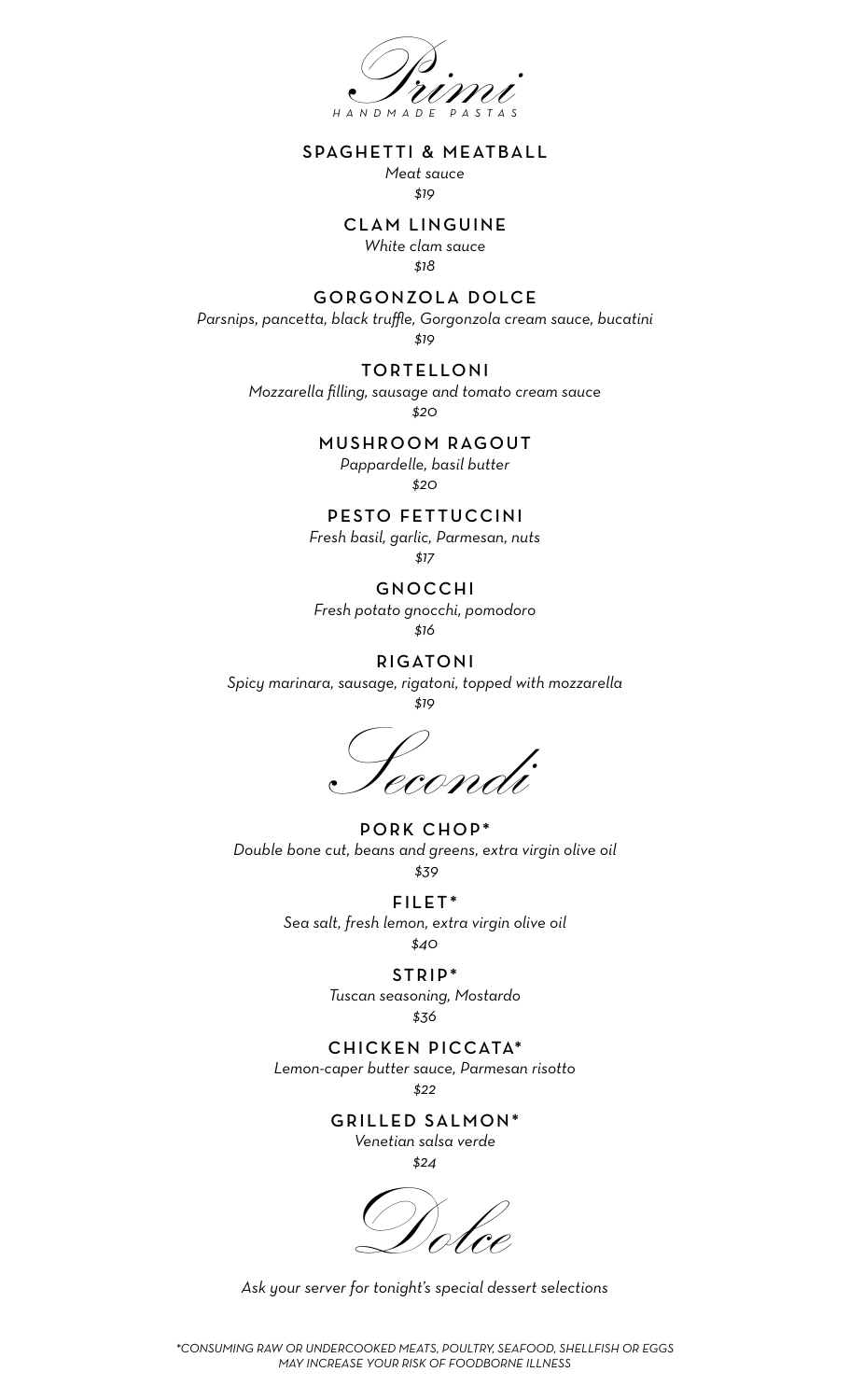# Primi

HANDMADE PASTAS

### SPAGHETTI & MEATBALL

*Meat sauce*

*$19*

### CLAM LINGUINE

*White clam sauce*

*$18*

### GORGONZOLA DOLCE

*Parsnips, pancetta, black truffle, Gorgonzola cream sauce, bucatini*

*$19*

### TORTELLONI

*Mozzarella filling, sausage and tomato cream sauce*

*$20*

### MUSHROOM RAGOUT

*Pappardelle, basil butter*

*$20*

### PESTO FETTUCCINI

*Fresh basil, garlic, Parmesan, nuts*

*$17*

### GNOCCHI

*Fresh potato gnocchi, pomodoro*

*$16*

### RIGATONI

*Spicy marinara, sausage, rigatoni, topped with mozzarella*

*$19*

# Secondi

### PORK CHOP*

*Double bone cut, beans and greens, extra virgin olive oil*

*$39*

### FILET*

*Sea salt, fresh lemon, extra virgin olive oil*

*$40*

### STRIP*

*Tuscan seasoning, Mostardo*

*$36*

### CHICKEN PICCATA*

*Lemon-caper butter sauce, Parmesan risotto*

*$22*

### GRILLED SALMON*

*Venetian salsa verde*

*$24*

# Dolce

*Ask your server for tonight's special dessert selections*

*CONSUMING RAW OR UNDERCOOKED MEATS, POULTRY, SEAFOOD, SHELLFISH OR EGGS MAY INCREASE YOUR RISK OF FOODBORNE ILLNESS